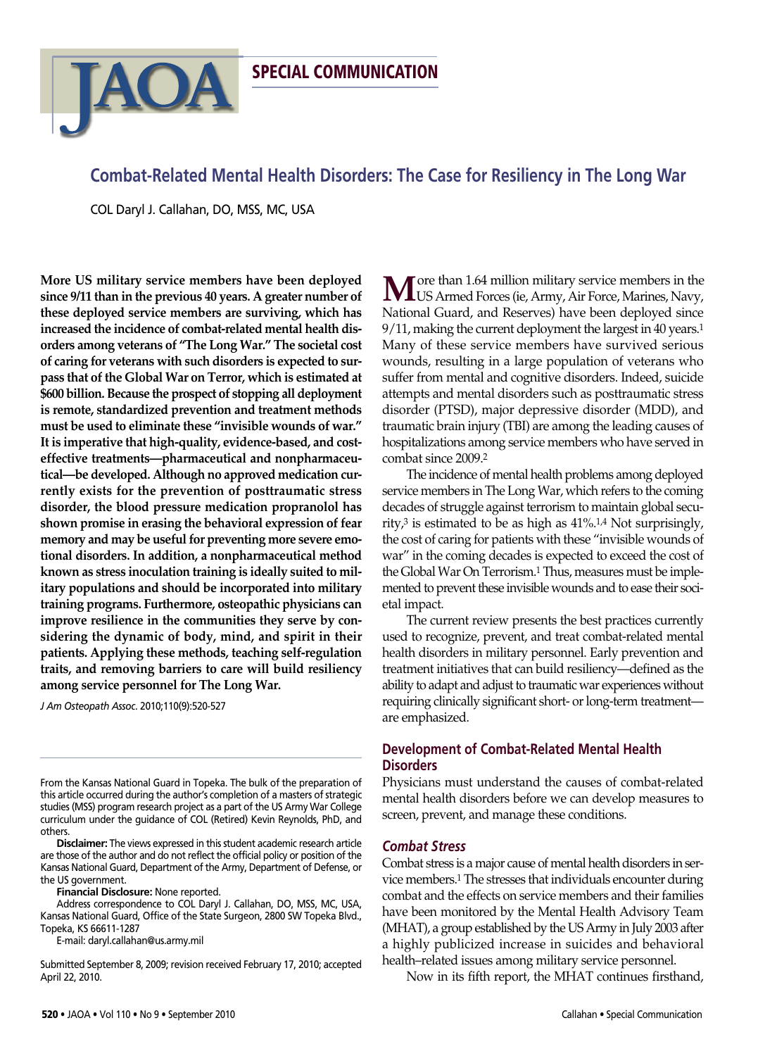SPECIAL COMMUNICATION

# Combat-Related Mental Health Disorders: The Case for Resiliency in The Long War

COL Daryl J. Callahan, DO, MSS, MC, USA

**More US military service members have been deployed since 9/11 than in the previous 40 years. A greater number of these deployed service members are surviving, which has increased the incidence of combat-related mental health disorders among veterans of "The Long War." The societal cost of caring for veterans with such disorders is expected to surpass that of the Global War on Terror, which is estimated at $600 billion. Because the prospect of stopping all deployment is remote, standardized prevention and treatment methods must be used to eliminate these "invisible wounds of war." It is imperative that high-quality, evidence-based, and cost-effective treatments—pharmaceutical and nonpharmaceutical—be developed. Although no approved medication currently exists for the prevention of posttraumatic stress disorder, the blood pressure medication propranolol has shown promise in erasing the behavioral expression of fear memory and may be useful for preventing more severe emotional disorders. In addition, a nonpharmaceutical method known as stress inoculation training is ideally suited to military populations and should be incorporated into military training programs. Furthermore, osteopathic physicians can improve resilience in the communities they serve by considering the dynamic of body, mind, and spirit in their patients. Applying these methods, teaching self-regulation traits, and removing barriers to care will build resiliency among service personnel for The Long War.**

*J Am Osteopath Assoc*. 2010;110(9):520-527

From the Kansas National Guard in Topeka. The bulk of the preparation of this article occurred during the author's completion of a masters of strategic studies (MSS) program research project as a part of the US Army War College curriculum under the guidance of COL (Retired) Kevin Reynolds, PhD, and others.

**Disclaimer:** The views expressed in this student academic research article are those of the author and do not reflect the official policy or position of the Kansas National Guard, Department of the Army, Department of Defense, or the US government.

**Financial Disclosure:** None reported.

Address correspondence to COL Daryl J. Callahan, DO, MSS, MC, USA, Kansas National Guard, Office of the State Surgeon, 2800 SW Topeka Blvd., Topeka, KS 66611-1287

E-mail: daryl.callahan@us.army.mil

Submitted September 8, 2009; revision received February 17, 2010; accepted April 22, 2010.

More than 1.64 million military service members in the US Armed Forces (ie, Army, Air Force, Marines, Navy, National Guard, and Reserves) have been deployed since 9/11, making the current deployment the largest in 40 years.[1] Many of these service members have survived serious wounds, resulting in a large population of veterans who suffer from mental and cognitive disorders. Indeed, suicide attempts and mental disorders such as posttraumatic stress disorder (PTSD), major depressive disorder (MDD), and traumatic brain injury (TBI) are among the leading causes of hospitalizations among service members who have served in combat since 2009.[2]

The incidence of mental health problems among deployed service members in The Long War, which refers to the coming decades of struggle against terrorism to maintain global security,[3] is estimated to be as high as 41%.[1,4] Not surprisingly, the cost of caring for patients with these "invisible wounds of war" in the coming decades is expected to exceed the cost of the Global War On Terrorism.[1] Thus, measures must be implemented to prevent these invisible wounds and to ease their societal impact.

The current review presents the best practices currently used to recognize, prevent, and treat combat-related mental health disorders in military personnel. Early prevention and treatment initiatives that can build resiliency—defined as the ability to adapt and adjust to traumatic war experiences without requiring clinically significant short- or long-term treatment—are emphasized.

## Development of Combat-Related Mental Health Disorders

Physicians must understand the causes of combat-related mental health disorders before we can develop measures to screen, prevent, and manage these conditions.

### *Combat Stress*

Combat stress is a major cause of mental health disorders in service members.[1] The stresses that individuals encounter during combat and the effects on service members and their families have been monitored by the Mental Health Advisory Team (MHAT), a group established by the US Army in July 2003 after a highly publicized increase in suicides and behavioral health–related issues among military service personnel.

Now in its fifth report, the MHAT continues firsthand,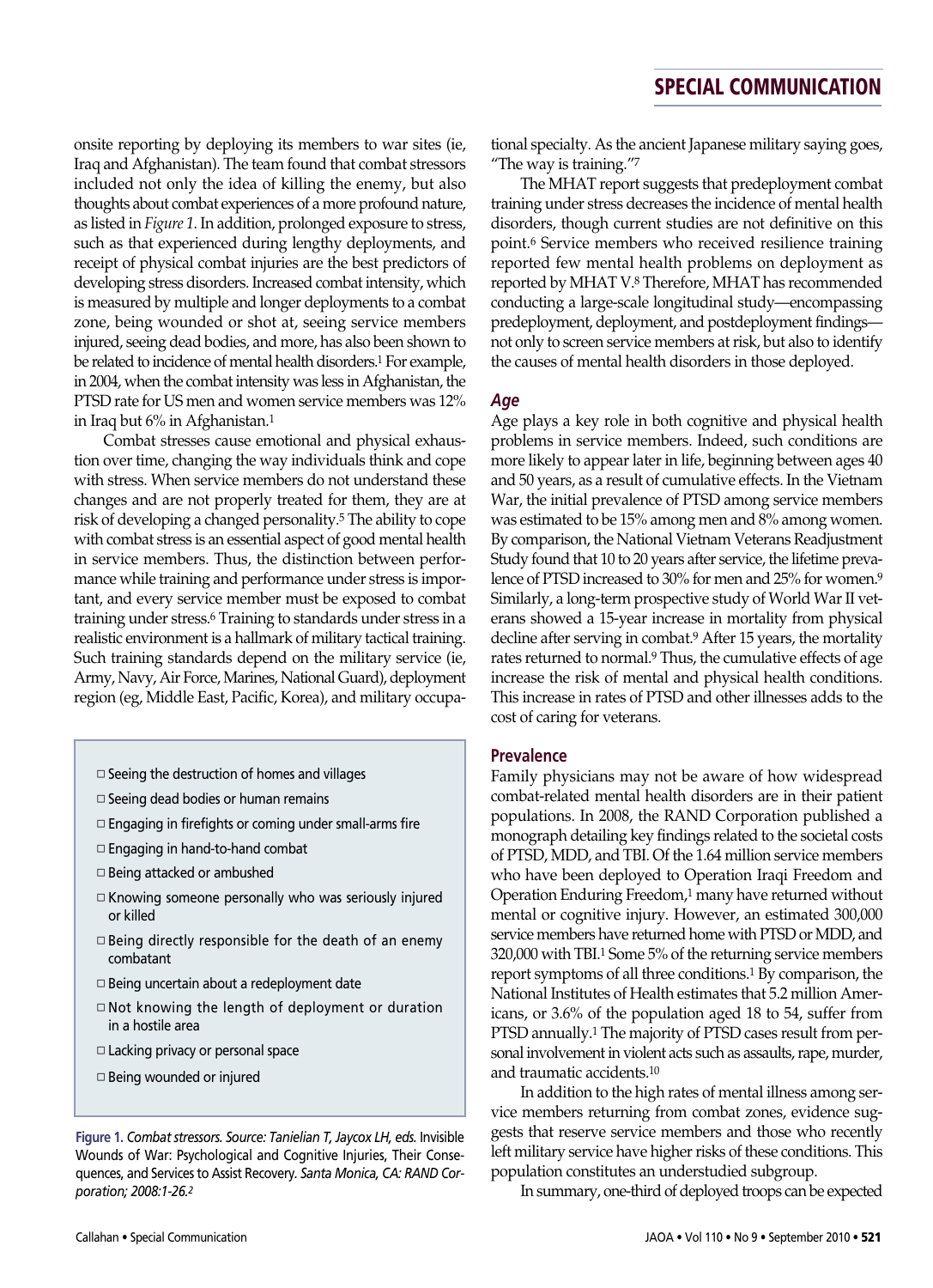onsite reporting by deploying its members to war sites (ie, Iraq and Afghanistan). The team found that combat stressors included not only the idea of killing the enemy, but also thoughts about combat experiences of a more profound nature, as listed in *Figure 1*. In addition, prolonged exposure to stress, such as that experienced during lengthy deployments, and receipt of physical combat injuries are the best predictors of developing stress disorders. Increased combat intensity, which is measured by multiple and longer deployments to a combat zone, being wounded or shot at, seeing service members injured, seeing dead bodies, and more, has also been shown to be related to incidence of mental health disorders.[1] For example, in 2004, when the combat intensity was less in Afghanistan, the PTSD rate for US men and women service members was 12% in Iraq but 6% in Afghanistan.[1]

Combat stresses cause emotional and physical exhaustion over time, changing the way individuals think and cope with stress. When service members do not understand these changes and are not properly treated for them, they are at risk of developing a changed personality.[5] The ability to cope with combat stress is an essential aspect of good mental health in service members. Thus, the distinction between performance while training and performance under stress is important, and every service member must be exposed to combat training under stress.[6] Training to standards under stress in a realistic environment is a hallmark of military tactical training. Such training standards depend on the military service (ie, Army, Navy, Air Force, Marines, National Guard), deployment region (eg, Middle East, Pacific, Korea), and military occupational specialty. As the ancient Japanese military saying goes, "The way is training."[7]

- □ Seeing the destruction of homes and villages
- □ Seeing dead bodies or human remains
- □ Engaging in firefights or coming under small-arms fire
- □ Engaging in hand-to-hand combat
- □ Being attacked or ambushed
- □ Knowing someone personally who was seriously injured or killed
- □ Being directly responsible for the death of an enemy combatant
- □ Being uncertain about a redeployment date
- □ Not knowing the length of deployment or duration in a hostile area
- □ Lacking privacy or personal space
- □ Being wounded or injured

**Figure 1.** *Combat stressors. Source: Tanielian T, Jaycox LH, eds.* Invisible Wounds of War: Psychological and Cognitive Injuries, Their Consequences, and Services to Assist Recovery. *Santa Monica, CA: RAND Corporation; 2008:1-26.*[2]

The MHAT report suggests that predeployment combat training under stress decreases the incidence of mental health disorders, though current studies are not definitive on this point.[6] Service members who received resilience training reported few mental health problems on deployment as reported by MHAT V.[8] Therefore, MHAT has recommended conducting a large-scale longitudinal study—encompassing predeployment, deployment, and postdeployment findings—not only to screen service members at risk, but also to identify the causes of mental health disorders in those deployed.

### *Age*

Age plays a key role in both cognitive and physical health problems in service members. Indeed, such conditions are more likely to appear later in life, beginning between ages 40 and 50 years, as a result of cumulative effects. In the Vietnam War, the initial prevalence of PTSD among service members was estimated to be 15% among men and 8% among women. By comparison, the National Vietnam Veterans Readjustment Study found that 10 to 20 years after service, the lifetime prevalence of PTSD increased to 30% for men and 25% for women.[9] Similarly, a long-term prospective study of World War II veterans showed a 15-year increase in mortality from physical decline after serving in combat.[9] After 15 years, the mortality rates returned to normal.[9] Thus, the cumulative effects of age increase the risk of mental and physical health conditions. This increase in rates of PTSD and other illnesses adds to the cost of caring for veterans.

### Prevalence

Family physicians may not be aware of how widespread combat-related mental health disorders are in their patient populations. In 2008, the RAND Corporation published a monograph detailing key findings related to the societal costs of PTSD, MDD, and TBI. Of the 1.64 million service members who have been deployed to Operation Iraqi Freedom and Operation Enduring Freedom,[1] many have returned without mental or cognitive injury. However, an estimated 300,000 service members have returned home with PTSD or MDD, and 320,000 with TBI.[1] Some 5% of the returning service members report symptoms of all three conditions.[1] By comparison, the National Institutes of Health estimates that 5.2 million Americans, or 3.6% of the population aged 18 to 54, suffer from PTSD annually.[1] The majority of PTSD cases result from personal involvement in violent acts such as assaults, rape, murder, and traumatic accidents.[10]

In addition to the high rates of mental illness among service members returning from combat zones, evidence suggests that reserve service members and those who recently left military service have higher risks of these conditions. This population constitutes an understudied subgroup.

In summary, one-third of deployed troops can be expected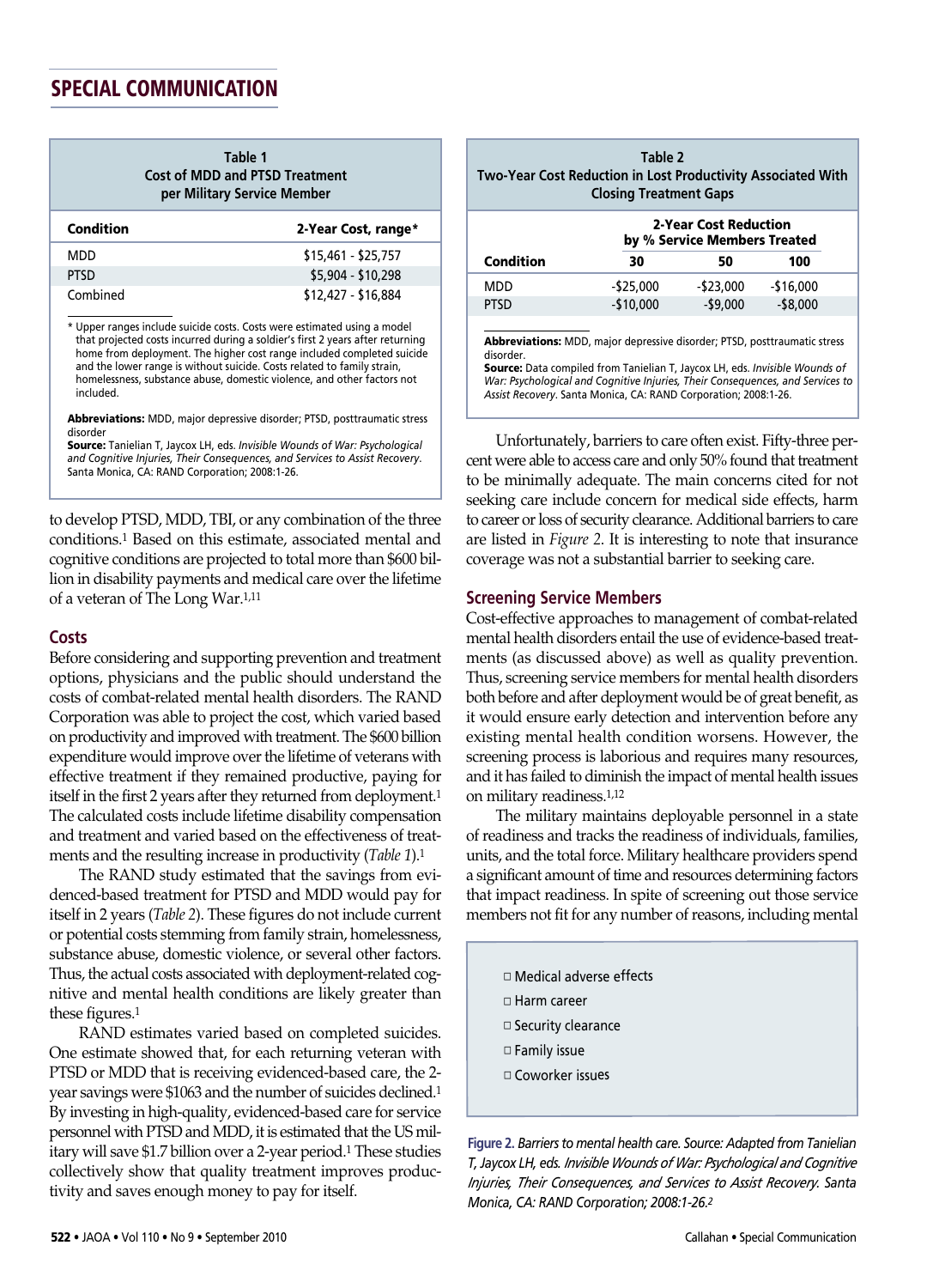Table 1
Cost of MDD and PTSD Treatment per Military Service Member

| Condition | 2-Year Cost, range* |
|---|---|
| MDD | $15,461 - $25,757 |
| PTSD | $5,904 - $10,298 |
| Combined | $12,427 - $16,884 |

\* Upper ranges include suicide costs. Costs were estimated using a model that projected costs incurred during a soldier's first 2 years after returning home from deployment. The higher cost range included completed suicide and the lower range is without suicide. Costs related to family strain, homelessness, substance abuse, domestic violence, and other factors not included.

**Abbreviations:** MDD, major depressive disorder; PTSD, posttraumatic stress disorder

**Source:** Tanielian T, Jaycox LH, eds. *Invisible Wounds of War: Psychological and Cognitive Injuries, Their Consequences, and Services to Assist Recovery*. Santa Monica, CA: RAND Corporation; 2008:1-26.

to develop PTSD, MDD, TBI, or any combination of the three conditions.[1] Based on this estimate, associated mental and cognitive conditions are projected to total more than $600 billion in disability payments and medical care over the lifetime of a veteran of The Long War.[1,11]

## Costs

Before considering and supporting prevention and treatment options, physicians and the public should understand the costs of combat-related mental health disorders. The RAND Corporation was able to project the cost, which varied based on productivity and improved with treatment. The $600 billion expenditure would improve over the lifetime of veterans with effective treatment if they remained productive, paying for itself in the first 2 years after they returned from deployment.[1] The calculated costs include lifetime disability compensation and treatment and varied based on the effectiveness of treatments and the resulting increase in productivity (*Table 1*).[1]

The RAND study estimated that the savings from evidenced-based treatment for PTSD and MDD would pay for itself in 2 years (*Table 2*). These figures do not include current or potential costs stemming from family strain, homelessness, substance abuse, domestic violence, or several other factors. Thus, the actual costs associated with deployment-related cognitive and mental health conditions are likely greater than these figures.[1]

RAND estimates varied based on completed suicides. One estimate showed that, for each returning veteran with PTSD or MDD that is receiving evidenced-based care, the 2-year savings were $1063 and the number of suicides declined.[1] By investing in high-quality, evidenced-based care for service personnel with PTSD and MDD, it is estimated that the US military will save $1.7 billion over a 2-year period.[1] These studies collectively show that quality treatment improves productivity and saves enough money to pay for itself.

Table 2
Two-Year Cost Reduction in Lost Productivity Associated With Closing Treatment Gaps

| | 2-Year Cost Reduction by % Service Members Treated | | |
|---|---|---|---|
| **Condition** | **30** | **50** | **100** |
| MDD | -$25,000 | -$23,000 | -$16,000 |
| PTSD | -$10,000 | -$9,000 | -$8,000 |

**Abbreviations:** MDD, major depressive disorder; PTSD, posttraumatic stress disorder.

**Source:** Data compiled from Tanielian T, Jaycox LH, eds. *Invisible Wounds of War: Psychological and Cognitive Injuries, Their Consequences, and Services to Assist Recovery*. Santa Monica, CA: RAND Corporation; 2008:1-26.

Unfortunately, barriers to care often exist. Fifty-three percent were able to access care and only 50% found that treatment to be minimally adequate. The main concerns cited for not seeking care include concern for medical side effects, harm to career or loss of security clearance. Additional barriers to care are listed in *Figure 2*. It is interesting to note that insurance coverage was not a substantial barrier to seeking care.

## Screening Service Members

Cost-effective approaches to management of combat-related mental health disorders entail the use of evidence-based treatments (as discussed above) as well as quality prevention. Thus, screening service members for mental health disorders both before and after deployment would be of great benefit, as it would ensure early detection and intervention before any existing mental health condition worsens. However, the screening process is laborious and requires many resources, and it has failed to diminish the impact of mental health issues on military readiness.[1,12]

The military maintains deployable personnel in a state of readiness and tracks the readiness of individuals, families, units, and the total force. Military healthcare providers spend a significant amount of time and resources determining factors that impact readiness. In spite of screening out those service members not fit for any number of reasons, including mental

- □ Medical adverse effects
- □ Harm career
- □ Security clearance
- □ Family issue
- □ Coworker issues

**Figure 2.** *Barriers to mental health care. Source: Adapted from Tanielian T, Jaycox LH, eds. Invisible Wounds of War: Psychological and Cognitive Injuries, Their Consequences, and Services to Assist Recovery. Santa Monica, CA: RAND Corporation; 2008:1-26.*[2]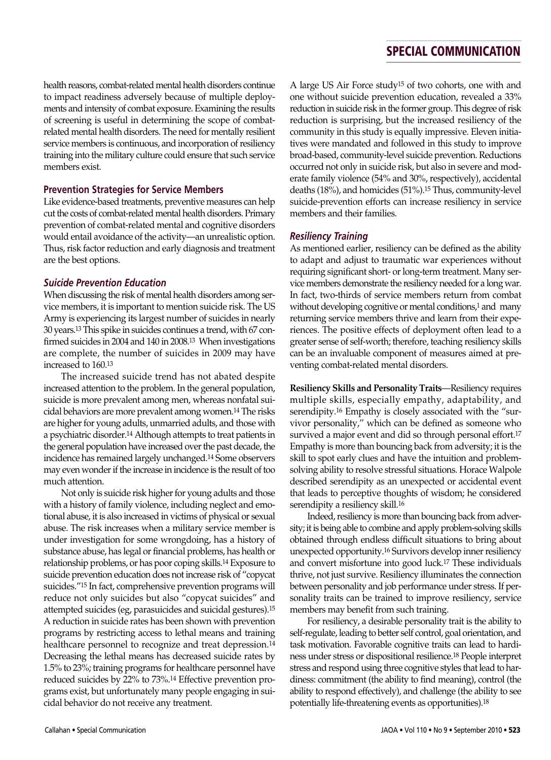health reasons, combat-related mental health disorders continue to impact readiness adversely because of multiple deployments and intensity of combat exposure. Examining the results of screening is useful in determining the scope of combat-related mental health disorders. The need for mentally resilient service members is continuous, and incorporation of resiliency training into the military culture could ensure that such service members exist.

## Prevention Strategies for Service Members

Like evidence-based treatments, preventive measures can help cut the costs of combat-related mental health disorders. Primary prevention of combat-related mental and cognitive disorders would entail avoidance of the activity—an unrealistic option. Thus, risk factor reduction and early diagnosis and treatment are the best options.

### *Suicide Prevention Education*

When discussing the risk of mental health disorders among service members, it is important to mention suicide risk. The US Army is experiencing its largest number of suicides in nearly 30 years.[13] This spike in suicides continues a trend, with 67 confirmed suicides in 2004 and 140 in 2008.[13] When investigations are complete, the number of suicides in 2009 may have increased to 160.[13]

The increased suicide trend has not abated despite increased attention to the problem. In the general population, suicide is more prevalent among men, whereas nonfatal suicidal behaviors are more prevalent among women.[14] The risks are higher for young adults, unmarried adults, and those with a psychiatric disorder.[14] Although attempts to treat patients in the general population have increased over the past decade, the incidence has remained largely unchanged.[14] Some observers may even wonder if the increase in incidence is the result of too much attention.

Not only is suicide risk higher for young adults and those with a history of family violence, including neglect and emotional abuse, it is also increased in victims of physical or sexual abuse. The risk increases when a military service member is under investigation for some wrongdoing, has a history of substance abuse, has legal or financial problems, has health or relationship problems, or has poor coping skills.[14] Exposure to suicide prevention education does not increase risk of "copycat suicides."[15] In fact, comprehensive prevention programs will reduce not only suicides but also "copycat suicides" and attempted suicides (eg, parasuicides and suicidal gestures).[15] A reduction in suicide rates has been shown with prevention programs by restricting access to lethal means and training healthcare personnel to recognize and treat depression.[14] Decreasing the lethal means has decreased suicide rates by 1.5% to 23%; training programs for healthcare personnel have reduced suicides by 22% to 73%.[14] Effective prevention programs exist, but unfortunately many people engaging in suicidal behavior do not receive any treatment.

A large US Air Force study[15] of two cohorts, one with and one without suicide prevention education, revealed a 33% reduction in suicide risk in the former group. This degree of risk reduction is surprising, but the increased resiliency of the community in this study is equally impressive. Eleven initiatives were mandated and followed in this study to improve broad-based, community-level suicide prevention. Reductions occurred not only in suicide risk, but also in severe and moderate family violence (54% and 30%, respectively), accidental deaths (18%), and homicides (51%).[15] Thus, community-level suicide-prevention efforts can increase resiliency in service members and their families.

### *Resiliency Training*

As mentioned earlier, resiliency can be defined as the ability to adapt and adjust to traumatic war experiences without requiring significant short- or long-term treatment. Many service members demonstrate the resiliency needed for a long war. In fact, two-thirds of service members return from combat without developing cognitive or mental conditions,[1] and many returning service members thrive and learn from their experiences. The positive effects of deployment often lead to a greater sense of self-worth; therefore, teaching resiliency skills can be an invaluable component of measures aimed at preventing combat-related mental disorders.

**Resiliency Skills and Personality Traits**—Resiliency requires multiple skills, especially empathy, adaptability, and serendipity.[16] Empathy is closely associated with the "survivor personality," which can be defined as someone who survived a major event and did so through personal effort.[17] Empathy is more than bouncing back from adversity; it is the skill to spot early clues and have the intuition and problem-solving ability to resolve stressful situations. Horace Walpole described serendipity as an unexpected or accidental event that leads to perceptive thoughts of wisdom; he considered serendipity a resiliency skill.[16]

Indeed, resiliency is more than bouncing back from adversity; it is being able to combine and apply problem-solving skills obtained through endless difficult situations to bring about unexpected opportunity.[16] Survivors develop inner resiliency and convert misfortune into good luck.[17] These individuals thrive, not just survive. Resiliency illuminates the connection between personality and job performance under stress. If personality traits can be trained to improve resiliency, service members may benefit from such training.

For resiliency, a desirable personality trait is the ability to self-regulate, leading to better self control, goal orientation, and task motivation. Favorable cognitive traits can lead to hardiness under stress or dispositional resilience.[18] People interpret stress and respond using three cognitive styles that lead to hardiness: commitment (the ability to find meaning), control (the ability to respond effectively), and challenge (the ability to see potentially life-threatening events as opportunities).[18]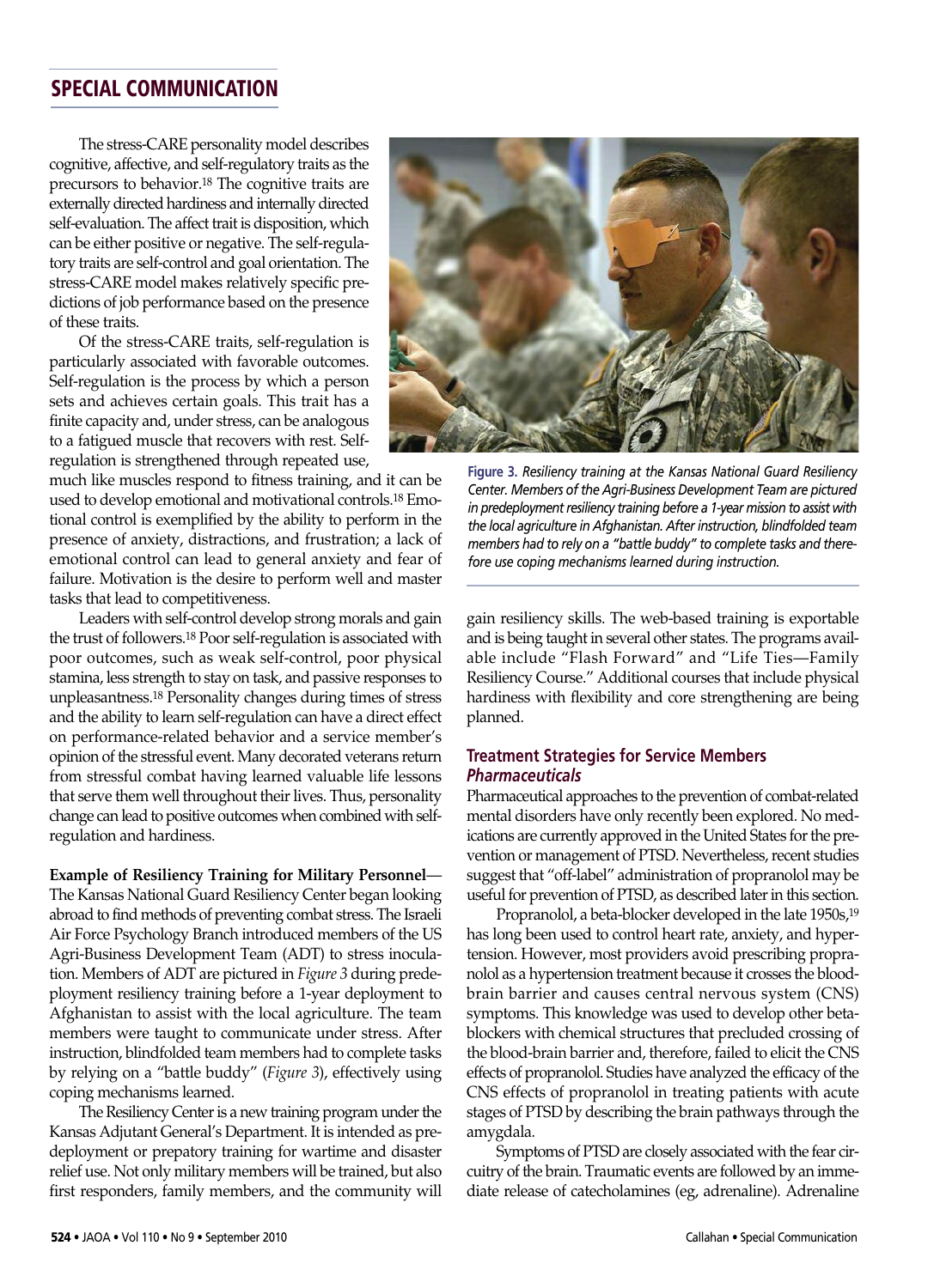## SPECIAL COMMUNICATION

The stress-CARE personality model describes cognitive, affective, and self-regulatory traits as the precursors to behavior.[18] The cognitive traits are externally directed hardiness and internally directed self-evaluation. The affect trait is disposition, which can be either positive or negative. The self-regulatory traits are self-control and goal orientation. The stress-CARE model makes relatively specific predictions of job performance based on the presence of these traits.

Of the stress-CARE traits, self-regulation is particularly associated with favorable outcomes. Self-regulation is the process by which a person sets and achieves certain goals. This trait has a finite capacity and, under stress, can be analogous to a fatigued muscle that recovers with rest. Self-regulation is strengthened through repeated use, much like muscles respond to fitness training, and it can be used to develop emotional and motivational controls.[18] Emotional control is exemplified by the ability to perform in the presence of anxiety, distractions, and frustration; a lack of emotional control can lead to general anxiety and fear of failure. Motivation is the desire to perform well and master tasks that lead to competitiveness.

Leaders with self-control develop strong morals and gain the trust of followers.[18] Poor self-regulation is associated with poor outcomes, such as weak self-control, poor physical stamina, less strength to stay on task, and passive responses to unpleasantness.[18] Personality changes during times of stress and the ability to learn self-regulation can have a direct effect on performance-related behavior and a service member's opinion of the stressful event. Many decorated veterans return from stressful combat having learned valuable life lessons that serve them well throughout their lives. Thus, personality change can lead to positive outcomes when combined with self-regulation and hardiness.

**Example of Resiliency Training for Military Personnel**—The Kansas National Guard Resiliency Center began looking abroad to find methods of preventing combat stress. The Israeli Air Force Psychology Branch introduced members of the US Agri-Business Development Team (ADT) to stress inoculation. Members of ADT are pictured in *Figure 3* during predeployment resiliency training before a 1-year deployment to Afghanistan to assist with the local agriculture. The team members were taught to communicate under stress. After instruction, blindfolded team members had to complete tasks by relying on a "battle buddy" (*Figure 3*), effectively using coping mechanisms learned.

The Resiliency Center is a new training program under the Kansas Adjutant General's Department. It is intended as predeployment or prepatory training for wartime and disaster relief use. Not only military members will be trained, but also first responders, family members, and the community will gain resiliency skills. The web-based training is exportable and is being taught in several other states. The programs available include "Flash Forward" and "Life Ties—Family Resiliency Course." Additional courses that include physical hardiness with flexibility and core strengthening are being planned.

**Figure 3.** *Resiliency training at the Kansas National Guard Resiliency Center. Members of the Agri-Business Development Team are pictured in predeployment resiliency training before a 1-year mission to assist with the local agriculture in Afghanistan. After instruction, blindfolded team members had to rely on a "battle buddy" to complete tasks and therefore use coping mechanisms learned during instruction.*

### Treatment Strategies for Service Members

#### *Pharmaceuticals*

Pharmaceutical approaches to the prevention of combat-related mental disorders have only recently been explored. No medications are currently approved in the United States for the prevention or management of PTSD. Nevertheless, recent studies suggest that "off-label" administration of propranolol may be useful for prevention of PTSD, as described later in this section.

Propranolol, a beta-blocker developed in the late 1950s,[19] has long been used to control heart rate, anxiety, and hypertension. However, most providers avoid prescribing propranolol as a hypertension treatment because it crosses the blood-brain barrier and causes central nervous system (CNS) symptoms. This knowledge was used to develop other beta-blockers with chemical structures that precluded crossing of the blood-brain barrier and, therefore, failed to elicit the CNS effects of propranolol. Studies have analyzed the efficacy of the CNS effects of propranolol in treating patients with acute stages of PTSD by describing the brain pathways through the amygdala.

Symptoms of PTSD are closely associated with the fear circuitry of the brain. Traumatic events are followed by an immediate release of catecholamines (eg, adrenaline). Adrenaline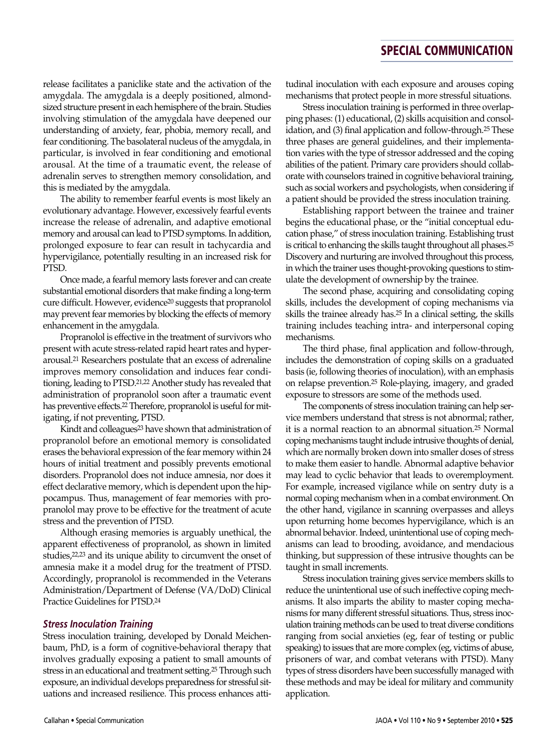release facilitates a paniclike state and the activation of the amygdala. The amygdala is a deeply positioned, almond-sized structure present in each hemisphere of the brain. Studies involving stimulation of the amygdala have deepened our understanding of anxiety, fear, phobia, memory recall, and fear conditioning. The basolateral nucleus of the amygdala, in particular, is involved in fear conditioning and emotional arousal. At the time of a traumatic event, the release of adrenalin serves to strengthen memory consolidation, and this is mediated by the amygdala.

The ability to remember fearful events is most likely an evolutionary advantage. However, excessively fearful events increase the release of adrenalin, and adaptive emotional memory and arousal can lead to PTSD symptoms. In addition, prolonged exposure to fear can result in tachycardia and hypervigilance, potentially resulting in an increased risk for PTSD.

Once made, a fearful memory lasts forever and can create substantial emotional disorders that make finding a long-term cure difficult. However, evidence[20] suggests that propranolol may prevent fear memories by blocking the effects of memory enhancement in the amygdala.

Propranolol is effective in the treatment of survivors who present with acute stress-related rapid heart rates and hyperarousal.[21] Researchers postulate that an excess of adrenaline improves memory consolidation and induces fear conditioning, leading to PTSD.[21,22] Another study has revealed that administration of propranolol soon after a traumatic event has preventive effects.[22] Therefore, propranolol is useful for mitigating, if not preventing, PTSD.

Kindt and colleagues[23] have shown that administration of propranolol before an emotional memory is consolidated erases the behavioral expression of the fear memory within 24 hours of initial treatment and possibly prevents emotional disorders. Propranolol does not induce amnesia, nor does it effect declarative memory, which is dependent upon the hippocampus. Thus, management of fear memories with propranolol may prove to be effective for the treatment of acute stress and the prevention of PTSD.

Although erasing memories is arguably unethical, the apparent effectiveness of propranolol, as shown in limited studies,[22,23] and its unique ability to circumvent the onset of amnesia make it a model drug for the treatment of PTSD. Accordingly, propranolol is recommended in the Veterans Administration/Department of Defense (VA/DoD) Clinical Practice Guidelines for PTSD.[24]

### *Stress Inoculation Training*

Stress inoculation training, developed by Donald Meichenbaum, PhD, is a form of cognitive-behavioral therapy that involves gradually exposing a patient to small amounts of stress in an educational and treatment setting.[25] Through such exposure, an individual develops preparedness for stressful situations and increased resilience. This process enhances attitudinal inoculation with each exposure and arouses coping mechanisms that protect people in more stressful situations.

Stress inoculation training is performed in three overlapping phases: (1) educational, (2) skills acquisition and consolidation, and (3) final application and follow-through.[25] These three phases are general guidelines, and their implementation varies with the type of stressor addressed and the coping abilities of the patient. Primary care providers should collaborate with counselors trained in cognitive behavioral training, such as social workers and psychologists, when considering if a patient should be provided the stress inoculation training.

Establishing rapport between the trainee and trainer begins the educational phase, or the "initial conceptual education phase," of stress inoculation training. Establishing trust is critical to enhancing the skills taught throughout all phases.[25] Discovery and nurturing are involved throughout this process, in which the trainer uses thought-provoking questions to stimulate the development of ownership by the trainee.

The second phase, acquiring and consolidating coping skills, includes the development of coping mechanisms via skills the trainee already has.[25] In a clinical setting, the skills training includes teaching intra- and interpersonal coping mechanisms.

The third phase, final application and follow-through, includes the demonstration of coping skills on a graduated basis (ie, following theories of inoculation), with an emphasis on relapse prevention.[25] Role-playing, imagery, and graded exposure to stressors are some of the methods used.

The components of stress inoculation training can help service members understand that stress is not abnormal; rather, it is a normal reaction to an abnormal situation.[25] Normal coping mechanisms taught include intrusive thoughts of denial, which are normally broken down into smaller doses of stress to make them easier to handle. Abnormal adaptive behavior may lead to cyclic behavior that leads to overemployment. For example, increased vigilance while on sentry duty is a normal coping mechanism when in a combat environment. On the other hand, vigilance in scanning overpasses and alleys upon returning home becomes hypervigilance, which is an abnormal behavior. Indeed, unintentional use of coping mechanisms can lead to brooding, avoidance, and mendacious thinking, but suppression of these intrusive thoughts can be taught in small increments.

Stress inoculation training gives service members skills to reduce the unintentional use of such ineffective coping mechanisms. It also imparts the ability to master coping mechanisms for many different stressful situations. Thus, stress inoculation training methods can be used to treat diverse conditions ranging from social anxieties (eg, fear of testing or public speaking) to issues that are more complex (eg, victims of abuse, prisoners of war, and combat veterans with PTSD). Many types of stress disorders have been successfully managed with these methods and may be ideal for military and community application.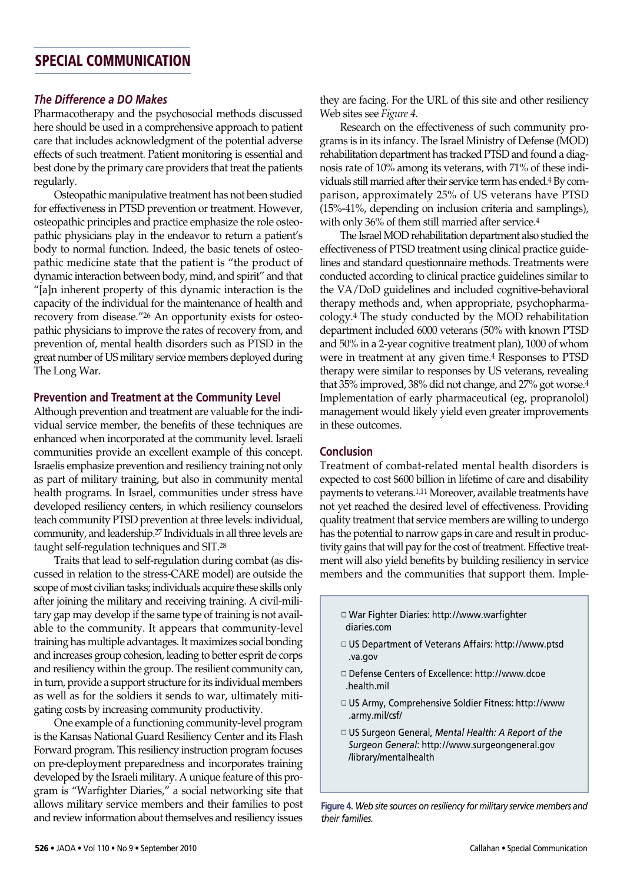## The Difference a DO Makes

Pharmacotherapy and the psychosocial methods discussed here should be used in a comprehensive approach to patient care that includes acknowledgment of the potential adverse effects of such treatment. Patient monitoring is essential and best done by the primary care providers that treat the patients regularly.

Osteopathic manipulative treatment has not been studied for effectiveness in PTSD prevention or treatment. However, osteopathic principles and practice emphasize the role osteopathic physicians play in the endeavor to return a patient's body to normal function. Indeed, the basic tenets of osteopathic medicine state that the patient is "the product of dynamic interaction between body, mind, and spirit" and that "[a]n inherent property of this dynamic interaction is the capacity of the individual for the maintenance of health and recovery from disease."[26] An opportunity exists for osteopathic physicians to improve the rates of recovery from, and prevention of, mental health disorders such as PTSD in the great number of US military service members deployed during The Long War.

## Prevention and Treatment at the Community Level

Although prevention and treatment are valuable for the individual service member, the benefits of these techniques are enhanced when incorporated at the community level. Israeli communities provide an excellent example of this concept. Israelis emphasize prevention and resiliency training not only as part of military training, but also in community mental health programs. In Israel, communities under stress have developed resiliency centers, in which resiliency counselors teach community PTSD prevention at three levels: individual, community, and leadership.[27] Individuals in all three levels are taught self-regulation techniques and SIT.[28]

Traits that lead to self-regulation during combat (as discussed in relation to the stress-CARE model) are outside the scope of most civilian tasks; individuals acquire these skills only after joining the military and receiving training. A civil-military gap may develop if the same type of training is not available to the community. It appears that community-level training has multiple advantages. It maximizes social bonding and increases group cohesion, leading to better esprit de corps and resiliency within the group. The resilient community can, in turn, provide a support structure for its individual members as well as for the soldiers it sends to war, ultimately mitigating costs by increasing community productivity.

One example of a functioning community-level program is the Kansas National Guard Resiliency Center and its Flash Forward program. This resiliency instruction program focuses on pre-deployment preparedness and incorporates training developed by the Israeli military. A unique feature of this program is "Warfighter Diaries," a social networking site that allows military service members and their families to post and review information about themselves and resiliency issues they are facing. For the URL of this site and other resiliency Web sites see *Figure 4*.

Research on the effectiveness of such community programs is in its infancy. The Israel Ministry of Defense (MOD) rehabilitation department has tracked PTSD and found a diagnosis rate of 10% among its veterans, with 71% of these individuals still married after their service term has ended.[4] By comparison, approximately 25% of US veterans have PTSD (15%-41%, depending on inclusion criteria and samplings), with only 36% of them still married after service.[4]

The Israel MOD rehabilitation department also studied the effectiveness of PTSD treatment using clinical practice guidelines and standard questionnaire methods. Treatments were conducted according to clinical practice guidelines similar to the VA/DoD guidelines and included cognitive-behavioral therapy methods and, when appropriate, psychopharmacology.[4] The study conducted by the MOD rehabilitation department included 6000 veterans (50% with known PTSD and 50% in a 2-year cognitive treatment plan), 1000 of whom were in treatment at any given time.[4] Responses to PTSD therapy were similar to responses by US veterans, revealing that 35% improved, 38% did not change, and 27% got worse.[4] Implementation of early pharmaceutical (eg, propranolol) management would likely yield even greater improvements in these outcomes.

## Conclusion

Treatment of combat-related mental health disorders is expected to cost $600 billion in lifetime of care and disability payments to veterans.[1,11] Moreover, available treatments have not yet reached the desired level of effectiveness. Providing quality treatment that service members are willing to undergo has the potential to narrow gaps in care and result in productivity gains that will pay for the cost of treatment. Effective treatment will also yield benefits by building resiliency in service members and the communities that support them. Imple-

- War Fighter Diaries: http://www.warfighterdiaries.com
- US Department of Veterans Affairs: http://www.ptsd.va.gov
- Defense Centers of Excellence: http://www.dcoe.health.mil
- US Army, Comprehensive Soldier Fitness: http://www.army.mil/csf/
- US Surgeon General, *Mental Health: A Report of the Surgeon General*: http://www.surgeongeneral.gov/library/mentalhealth

**Figure 4.** *Web site sources on resiliency for military service members and their families.*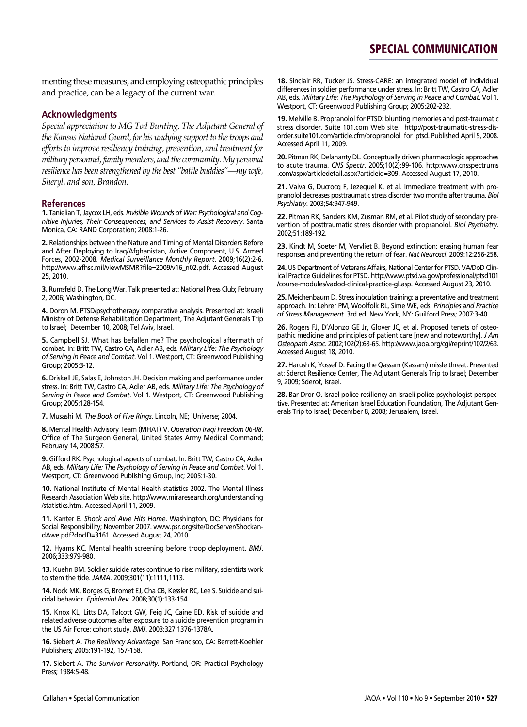menting these measures, and employing osteopathic principles and practice, can be a legacy of the current war.

## Acknowledgments

*Special appreciation to MG Tod Bunting, The Adjutant General of the Kansas National Guard, for his undying support to the troops and efforts to improve resiliency training, prevention, and treatment for military personnel, family members, and the community. My personal resilience has been strengthened by the best "battle buddies"—my wife, Sheryl, and son, Brandon.*

## References

**1.** Tanielian T, Jaycox LH, eds. *Invisible Wounds of War: Psychological and Cognitive Injuries, Their Consequences, and Services to Assist Recovery*. Santa Monica, CA: RAND Corporation; 2008:1-26.

**2.** Relationships between the Nature and Timing of Mental Disorders Before and After Deploying to Iraq/Afghanistan, Active Component, U.S. Armed Forces, 2002-2008. *Medical Surveillance Monthly Report*. 2009;16(2):2-6. http://www.afhsc.mil/viewMSMR?file=2009/v16_n02.pdf. Accessed August 25, 2010.

**3.** Rumsfeld D. The Long War. Talk presented at: National Press Club; February 2, 2006; Washington, DC.

**4.** Doron M. PTSD/psychotherapy comparative analysis. Presented at: Israeli Ministry of Defense Rehabilitation Department, The Adjutant Generals Trip to Israel; December 10, 2008; Tel Aviv, Israel.

**5.** Campbell SJ. What has befallen me? The psychological aftermath of combat. In: Britt TW, Castro CA, Adler AB, eds. *Military Life: The Psychology of Serving in Peace and Combat*. Vol 1. Westport, CT: Greenwood Publishing Group; 2005:3-12.

**6.** Driskell JE, Salas E, Johnston JH. Decision making and performance under stress. In: Britt TW, Castro CA, Adler AB, eds. *Military Life: The Psychology of Serving in Peace and Combat*. Vol 1. Westport, CT: Greenwood Publishing Group; 2005:128-154.

**7.** Musashi M. *The Book of Five Rings*. Lincoln, NE; iUniverse; 2004.

**8.** Mental Health Advisory Team (MHAT) V. *Operation Iraqi Freedom 06-08*. Office of The Surgeon General, United States Army Medical Command; February 14, 2008:57.

**9.** Gifford RK. Psychological aspects of combat. In: Britt TW, Castro CA, Adler AB, eds. *Military Life: The Psychology of Serving in Peace and Combat*. Vol 1. Westport, CT: Greenwood Publishing Group, Inc; 2005:1-30.

**10.** National Institute of Mental Health statistics 2002. The Mental Illness Research Association Web site. http://www.miraresearch.org/understanding/statistics.htm. Accessed April 11, 2009.

**11.** Kanter E. *Shock and Awe Hits Home*. Washington, DC: Physicians for Social Responsibility; November 2007. www.psr.org/site/DocServer/ShockandAwe.pdf?docID=3161. Accessed August 24, 2010.

**12.** Hyams KC. Mental health screening before troop deployment. *BMJ*. 2006;333:979-980.

**13.** Kuehn BM. Soldier suicide rates continue to rise: military, scientists work to stem the tide. *JAMA*. 2009;301(11):1111,1113.

**14.** Nock MK, Borges G, Bromet EJ, Cha CB, Kessler RC, Lee S. Suicide and suicidal behavior. *Epidemiol Rev*. 2008;30(1):133-154.

**15.** Knox KL, Litts DA, Talcott GW, Feig JC, Caine ED. Risk of suicide and related adverse outcomes after exposure to a suicide prevention program in the US Air Force: cohort study. *BMJ*. 2003;327:1376-1378A.

**16.** Siebert A. *The Resiliency Advantage*. San Francisco, CA: Berrett-Koehler Publishers; 2005:191-192, 157-158.

**17.** Siebert A. *The Survivor Personality*. Portland, OR: Practical Psychology Press; 1984:5-48.

**18.** Sinclair RR, Tucker JS. Stress-CARE: an integrated model of individual differences in soldier performance under stress. In: Britt TW, Castro CA, Adler AB, eds. *Military Life: The Psychology of Serving in Peace and Combat*. Vol 1. Westport, CT: Greenwood Publishing Group; 2005:202-232.

**19.** Melville B. Propranolol for PTSD: blunting memories and post-traumatic stress disorder. Suite 101.com Web site. http://post-traumatic-stress-disorder.suite101.com/article.cfm/propranolol_for_ptsd. Published April 5, 2008. Accessed April 11, 2009.

**20.** Pitman RK, Delahanty DL. Conceptually driven pharmacologic approaches to acute trauma. *CNS Spectr*. 2005;10(2):99-106. http:www.cnsspectrums.com/aspx/articledetail.aspx?articleid=309. Accessed August 17, 2010.

**21.** Vaiva G, Ducrocq F, Jezequel K, et al. Immediate treatment with propranolol decreases posttraumatic stress disorder two months after trauma. *Biol Psychiatry*. 2003;54:947-949.

**22.** Pitman RK, Sanders KM, Zusman RM, et al. Pilot study of secondary prevention of posttraumatic stress disorder with propranolol. *Biol Psychiatry*. 2002;51:189-192.

**23.** Kindt M, Soeter M, Vervliet B. Beyond extinction: erasing human fear responses and preventing the return of fear. *Nat Neurosci*. 2009:12:256-258.

**24.** US Department of Veterans Affairs, National Center for PTSD. VA/DoD Clinical Practice Guidelines for PTSD. http://www.ptsd.va.gov/professional/ptsd101/course-modules/vadod-clinical-practice-gl.asp. Accessed August 23, 2010.

**25.** Meichenbaum D. Stress inoculation training: a preventative and treatment approach. In: Lehrer PM, Woolfolk RL, Sime WE, eds. *Principles and Practice of Stress Management*. 3rd ed. New York, NY: Guilford Press; 2007:3-40.

**26.** Rogers FJ, D'Alonzo GE Jr, Glover JC, et al. Proposed tenets of osteopathic medicine and principles of patient care [new and noteworthy]. *J Am Osteopath Assoc*. 2002;102(2):63-65. http://www.jaoa.org/cgi/reprint/102/2/63. Accessed August 18, 2010.

**27.** Harush K, Yossef D. Facing the Qassam (Kassam) missle threat. Presented at: Sderot Resilience Center, The Adjutant Generals Trip to Israel; December 9, 2009; Sderot, Israel.

**28.** Bar-Dror O. Israel police resiliency an Israeli police psychologist perspective. Presented at: American Israel Education Foundation, The Adjutant Generals Trip to Israel; December 8, 2008; Jerusalem, Israel.